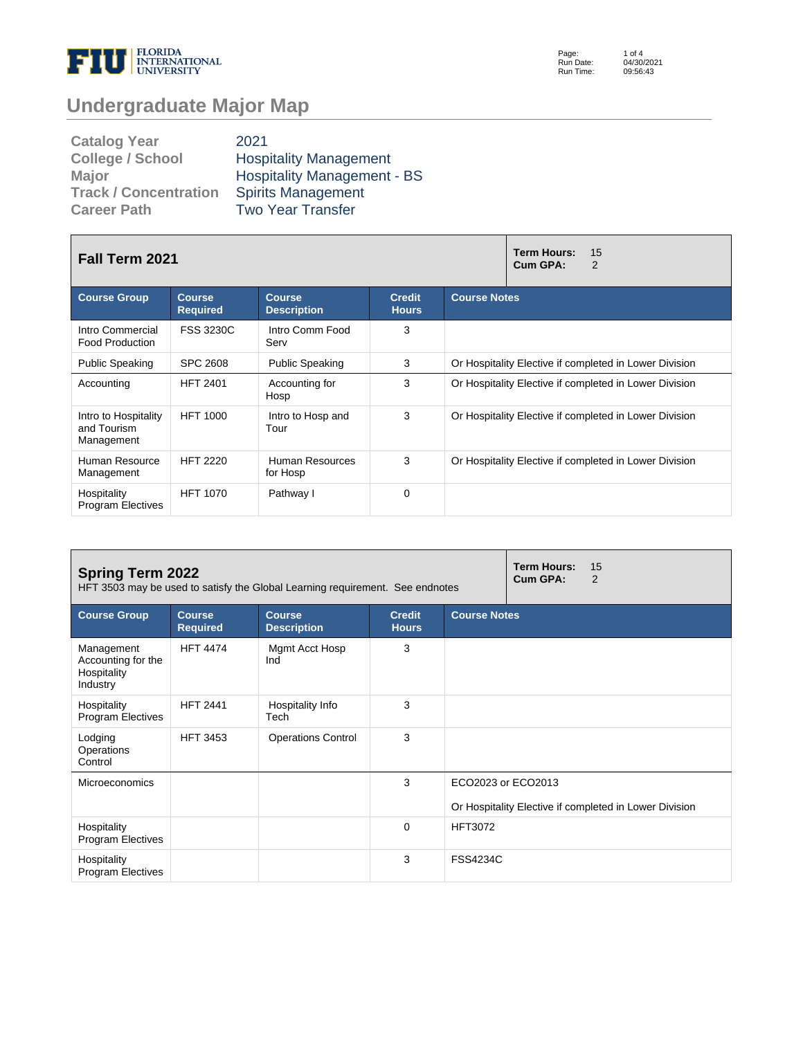# Undergraduate Major Map

| | |
|---|---|
| **Catalog Year** | 2021 |
| **College / School** | Hospitality Management |
| **Major** | Hospitality Management - BS |
| **Track / Concentration** | Spirits Management |
| **Career Path** | Two Year Transfer |

## Fall Term 2021

**Term Hours:** 15
**Cum GPA:** 2

| Course Group | Course Required | Course Description | Credit Hours | Course Notes |
|---|---|---|---|---|
| Intro Commercial Food Production | FSS 3230C | Intro Comm Food Serv | 3 | |
| Public Speaking | SPC 2608 | Public Speaking | 3 | Or Hospitality Elective if completed in Lower Division |
| Accounting | HFT 2401 | Accounting for Hosp | 3 | Or Hospitality Elective if completed in Lower Division |
| Intro to Hospitality and Tourism Management | HFT 1000 | Intro to Hosp and Tour | 3 | Or Hospitality Elective if completed in Lower Division |
| Human Resource Management | HFT 2220 | Human Resources for Hosp | 3 | Or Hospitality Elective if completed in Lower Division |
| Hospitality Program Electives | HFT 1070 | Pathway I | 0 | |

## Spring Term 2022

HFT 3503 may be used to satisfy the Global Learning requirement. See endnotes

**Term Hours:** 15
**Cum GPA:** 2

| Course Group | Course Required | Course Description | Credit Hours | Course Notes |
|---|---|---|---|---|
| Management Accounting for the Hospitality Industry | HFT 4474 | Mgmt Acct Hosp Ind | 3 | |
| Hospitality Program Electives | HFT 2441 | Hospitality Info Tech | 3 | |
| Lodging Operations Control | HFT 3453 | Operations Control | 3 | |
| Microeconomics | | | 3 | ECO2023 or ECO2013<br><br>Or Hospitality Elective if completed in Lower Division |
| Hospitality Program Electives | | | 0 | HFT3072 |
| Hospitality Program Electives | | | 3 | FSS4234C |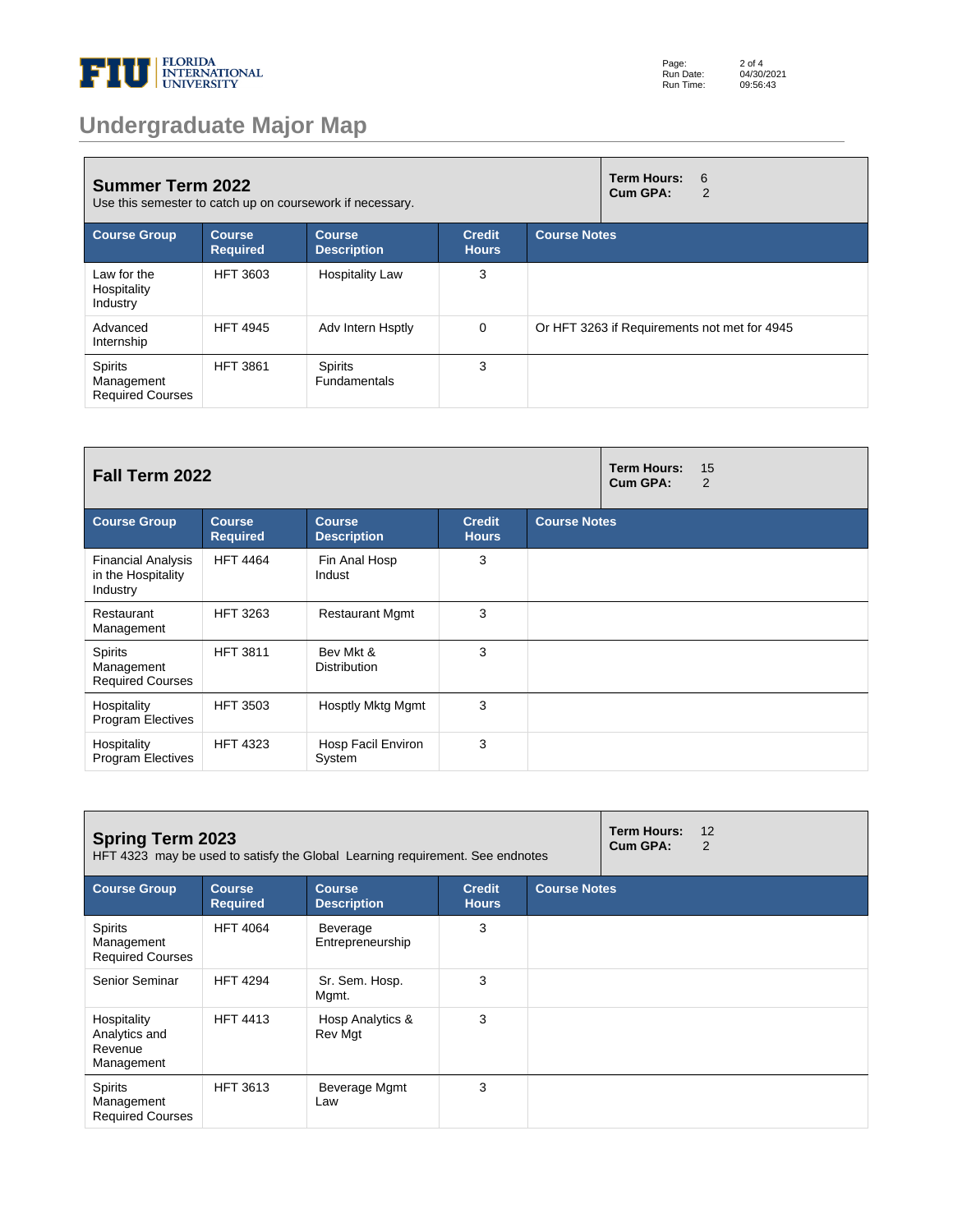# Undergraduate Major Map

## Summer Term 2022

Use this semester to catch up on coursework if necessary.

**Term Hours:** 6
**Cum GPA:** 2

| Course Group | Course Required | Course Description | Credit Hours | Course Notes |
|---|---|---|---|---|
| Law for the Hospitality Industry | HFT 3603 | Hospitality Law | 3 | |
| Advanced Internship | HFT 4945 | Adv Intern Hsptly | 0 | Or HFT 3263 if Requirements not met for 4945 |
| Spirits Management Required Courses | HFT 3861 | Spirits Fundamentals | 3 | |

## Fall Term 2022

**Term Hours:** 15
**Cum GPA:** 2

| Course Group | Course Required | Course Description | Credit Hours | Course Notes |
|---|---|---|---|---|
| Financial Analysis in the Hospitality Industry | HFT 4464 | Fin Anal Hosp Indust | 3 | |
| Restaurant Management | HFT 3263 | Restaurant Mgmt | 3 | |
| Spirits Management Required Courses | HFT 3811 | Bev Mkt & Distribution | 3 | |
| Hospitality Program Electives | HFT 3503 | Hosptly Mktg Mgmt | 3 | |
| Hospitality Program Electives | HFT 4323 | Hosp Facil Environ System | 3 | |

## Spring Term 2023

HFT 4323 may be used to satisfy the Global Learning requirement. See endnotes

**Term Hours:** 12
**Cum GPA:** 2

| Course Group | Course Required | Course Description | Credit Hours | Course Notes |
|---|---|---|---|---|
| Spirits Management Required Courses | HFT 4064 | Beverage Entrepreneurship | 3 | |
| Senior Seminar | HFT 4294 | Sr. Sem. Hosp. Mgmt. | 3 | |
| Hospitality Analytics and Revenue Management | HFT 4413 | Hosp Analytics & Rev Mgt | 3 | |
| Spirits Management Required Courses | HFT 3613 | Beverage Mgmt Law | 3 | |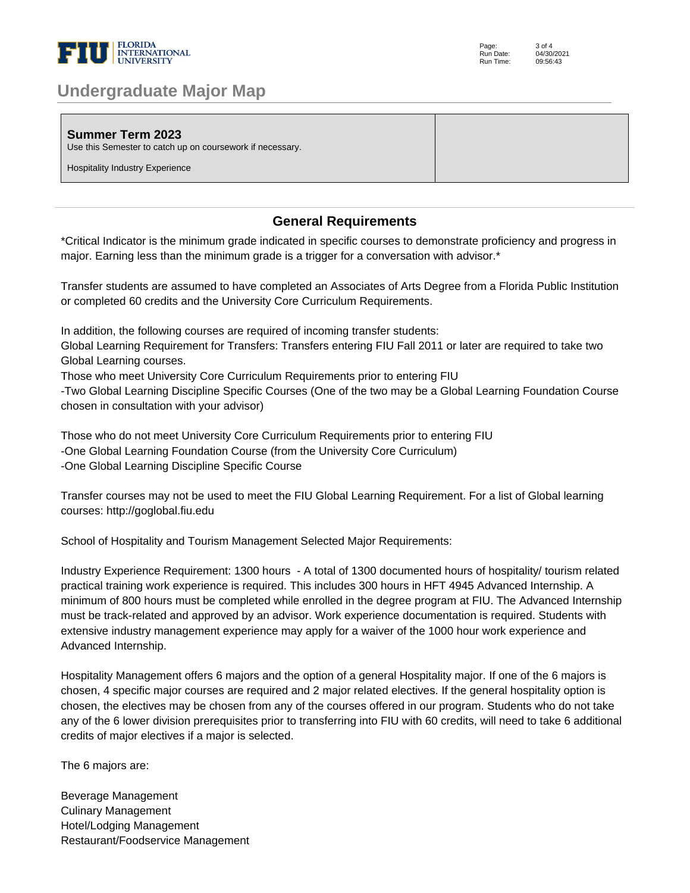# Undergraduate Major Map

| **Summer Term 2023**<br>Use this Semester to catch up on coursework if necessary.<br><br>Hospitality Industry Experience | |
|---|---|

## General Requirements

*Critical Indicator is the minimum grade indicated in specific courses to demonstrate proficiency and progress in major. Earning less than the minimum grade is a trigger for a conversation with advisor.*

Transfer students are assumed to have completed an Associates of Arts Degree from a Florida Public Institution or completed 60 credits and the University Core Curriculum Requirements.

In addition, the following courses are required of incoming transfer students:
Global Learning Requirement for Transfers: Transfers entering FIU Fall 2011 or later are required to take two Global Learning courses.
Those who meet University Core Curriculum Requirements prior to entering FIU
-Two Global Learning Discipline Specific Courses (One of the two may be a Global Learning Foundation Course chosen in consultation with your advisor)

Those who do not meet University Core Curriculum Requirements prior to entering FIU
-One Global Learning Foundation Course (from the University Core Curriculum)
-One Global Learning Discipline Specific Course

Transfer courses may not be used to meet the FIU Global Learning Requirement. For a list of Global learning courses: http://goglobal.fiu.edu

School of Hospitality and Tourism Management Selected Major Requirements:

Industry Experience Requirement: 1300 hours - A total of 1300 documented hours of hospitality/ tourism related practical training work experience is required. This includes 300 hours in HFT 4945 Advanced Internship. A minimum of 800 hours must be completed while enrolled in the degree program at FIU. The Advanced Internship must be track-related and approved by an advisor. Work experience documentation is required. Students with extensive industry management experience may apply for a waiver of the 1000 hour work experience and Advanced Internship.

Hospitality Management offers 6 majors and the option of a general Hospitality major. If one of the 6 majors is chosen, 4 specific major courses are required and 2 major related electives. If the general hospitality option is chosen, the electives may be chosen from any of the courses offered in our program. Students who do not take any of the 6 lower division prerequisites prior to transferring into FIU with 60 credits, will need to take 6 additional credits of major electives if a major is selected.

The 6 majors are:

Beverage Management
Culinary Management
Hotel/Lodging Management
Restaurant/Foodservice Management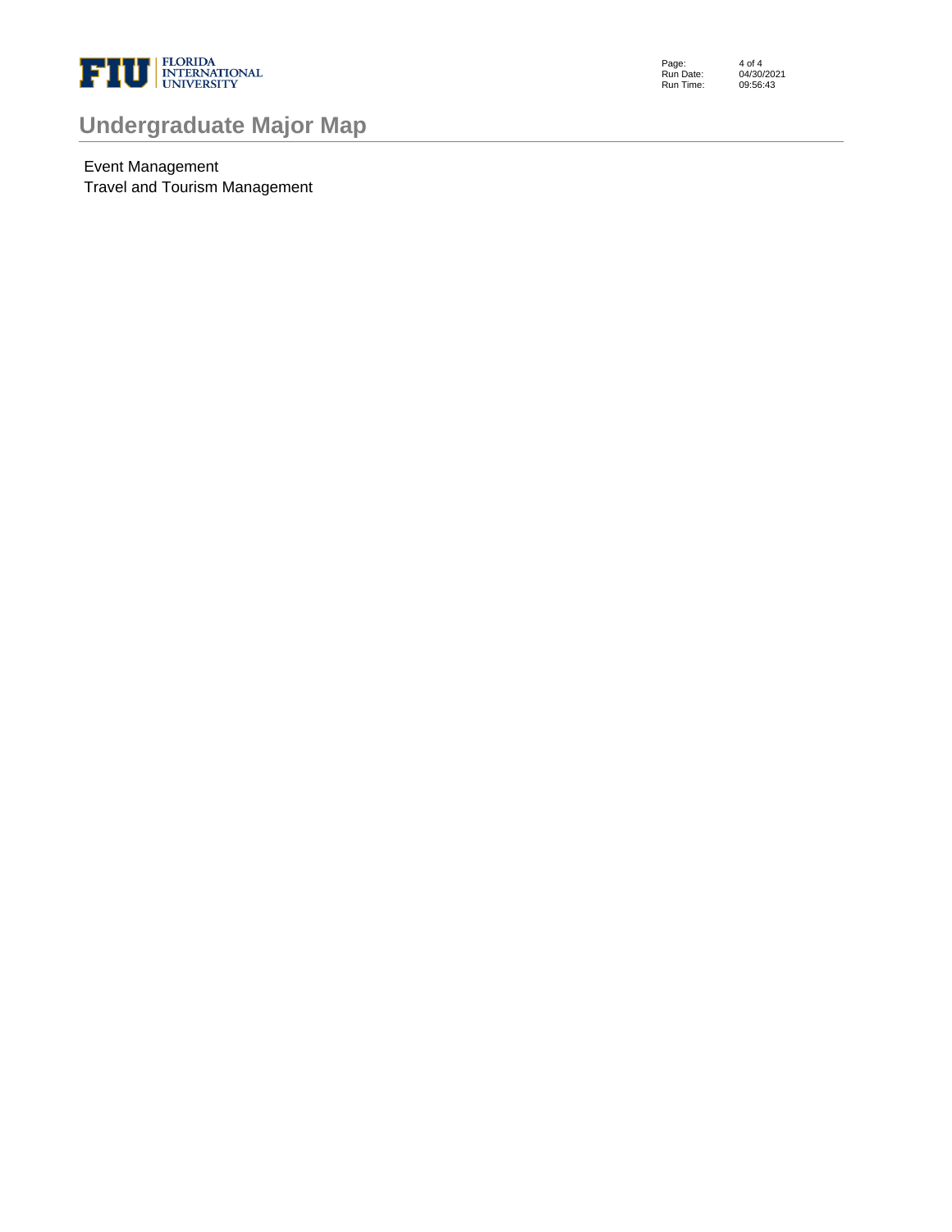# Undergraduate Major Map

Event Management
Travel and Tourism Management